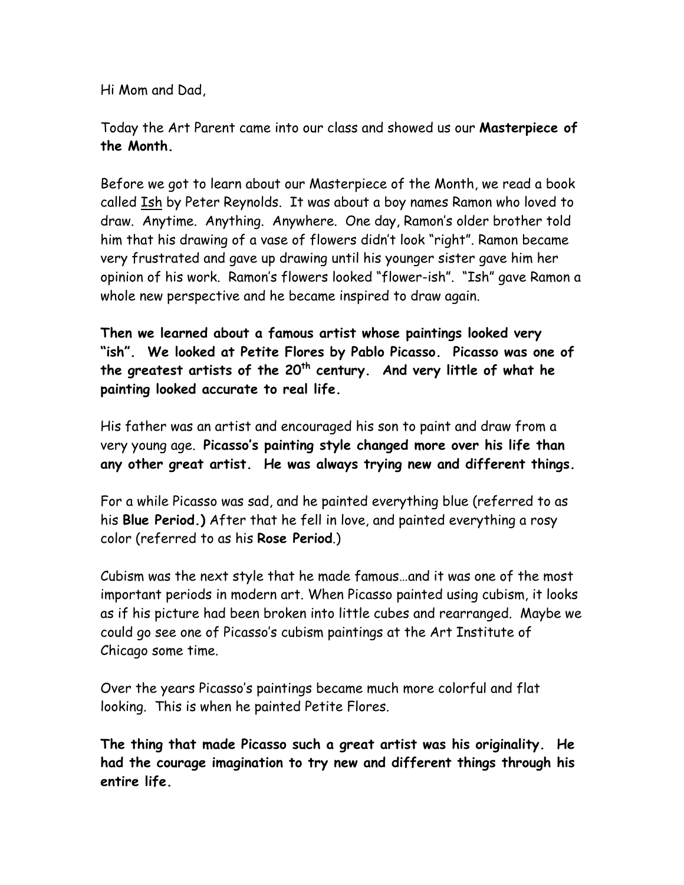Hi Mom and Dad,

Today the Art Parent came into our class and showed us our **Masterpiece of the Month.**

Before we got to learn about our Masterpiece of the Month, we read a book called Ish by Peter Reynolds. It was about a boy names Ramon who loved to draw. Anytime. Anything. Anywhere. One day, Ramon's older brother told him that his drawing of a vase of flowers didn't look "right". Ramon became very frustrated and gave up drawing until his younger sister gave him her opinion of his work. Ramon's flowers looked "flower-ish". "Ish" gave Ramon a whole new perspective and he became inspired to draw again.

**Then we learned about a famous artist whose paintings looked very "ish". We looked at Petite Flores by Pablo Picasso. Picasso was one of the greatest artists of the 20th century. And very little of what he painting looked accurate to real life.**

His father was an artist and encouraged his son to paint and draw from a very young age. **Picasso's painting style changed more over his life than any other great artist. He was always trying new and different things.**

For a while Picasso was sad, and he painted everything blue (referred to as his **Blue Period.)** After that he fell in love, and painted everything a rosy color (referred to as his **Rose Period**.)

Cubism was the next style that he made famous…and it was one of the most important periods in modern art. When Picasso painted using cubism, it looks as if his picture had been broken into little cubes and rearranged. Maybe we could go see one of Picasso's cubism paintings at the Art Institute of Chicago some time.

Over the years Picasso's paintings became much more colorful and flat looking. This is when he painted Petite Flores.

**The thing that made Picasso such a great artist was his originality. He had the courage imagination to try new and different things through his entire life.**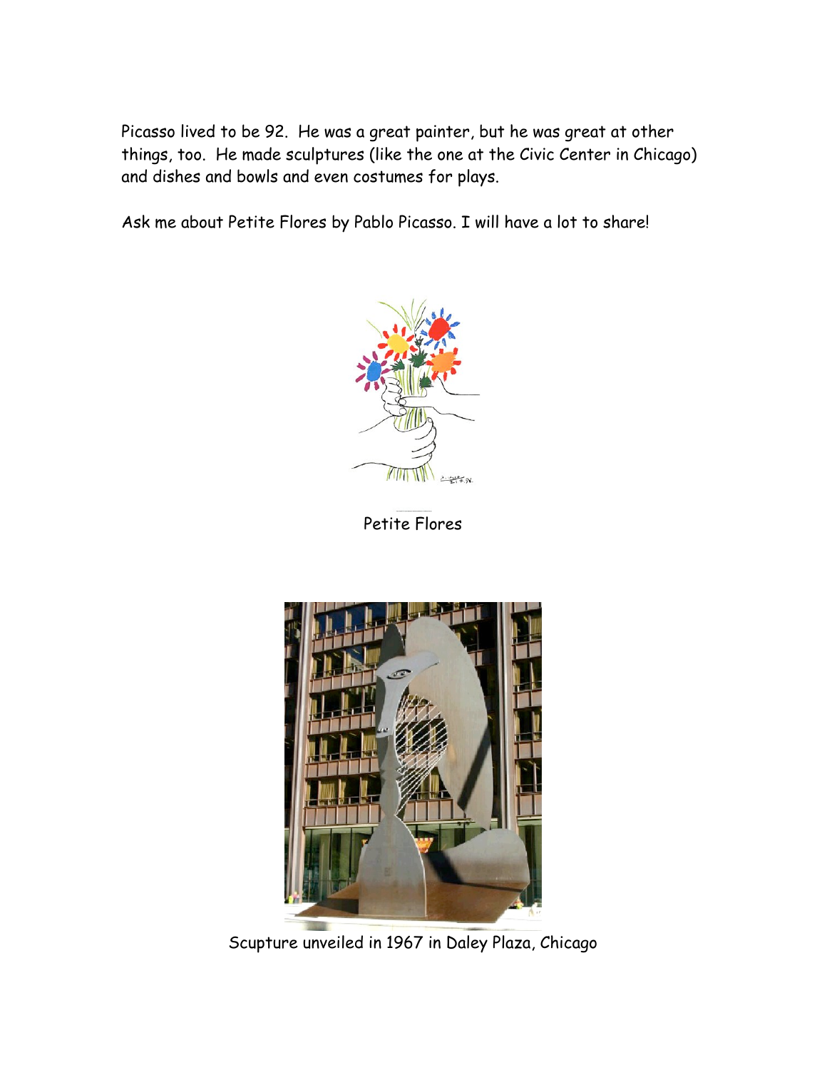Picasso lived to be 92. He was a great painter, but he was great at other things, too. He made sculptures (like the one at the Civic Center in Chicago) and dishes and bowls and even costumes for plays.

Ask me about Petite Flores by Pablo Picasso. I will have a lot to share!

Petite Flores

Scupture unveiled in 1967 in Daley Plaza, Chicago